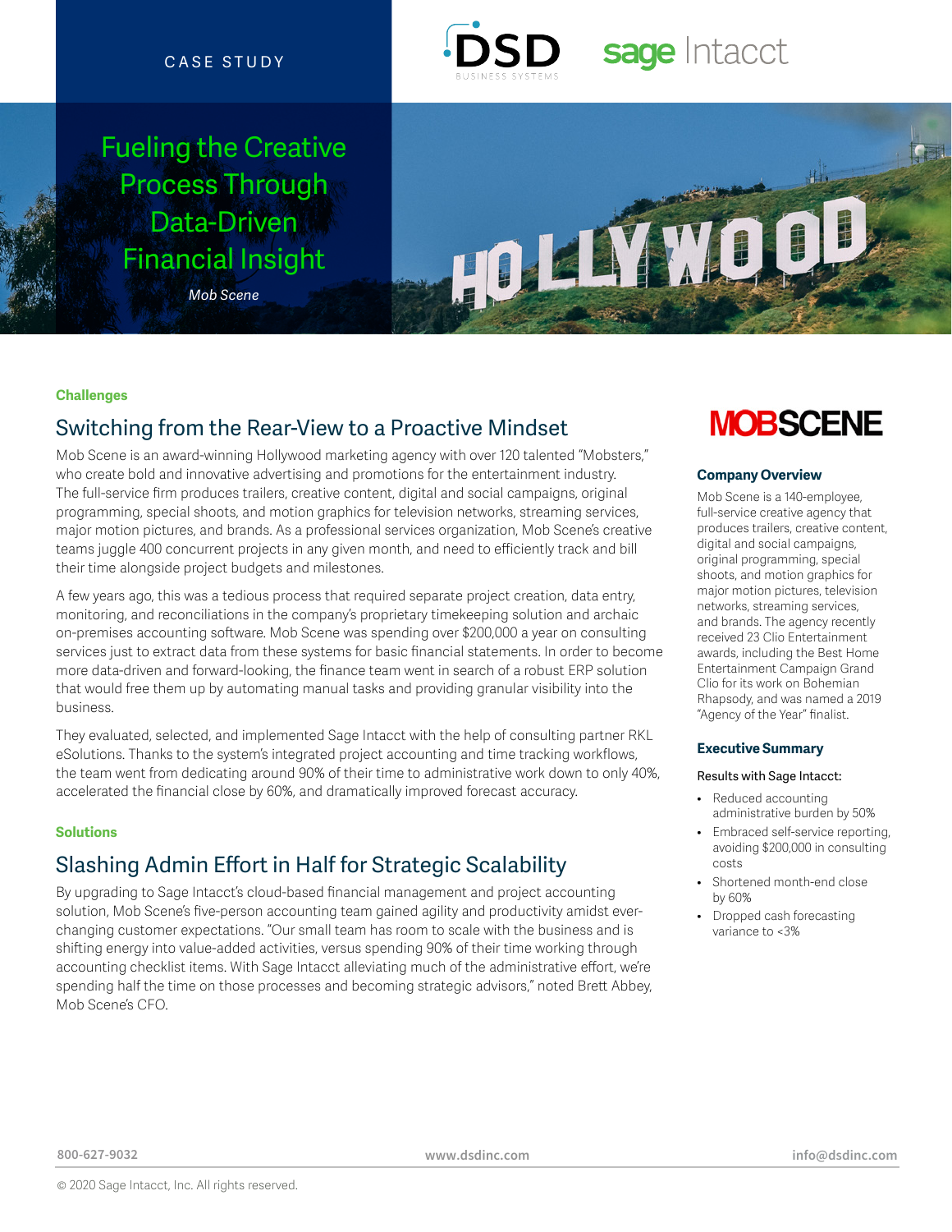CASE STUDY

# Fueling the Creative Process Through Data-Driven Financial Insight

*Mob Scene*

**Challenges**

## Switching from the Rear-View to a Proactive Mindset

Mob Scene is an award-winning Hollywood marketing agency with over 120 talented "Mobsters," who create bold and innovative advertising and promotions for the entertainment industry. The full-service firm produces trailers, creative content, digital and social campaigns, original programming, special shoots, and motion graphics for television networks, streaming services, major motion pictures, and brands. As a professional services organization, Mob Scene's creative teams juggle 400 concurrent projects in any given month, and need to efficiently track and bill their time alongside project budgets and milestones.

A few years ago, this was a tedious process that required separate project creation, data entry, monitoring, and reconciliations in the company's proprietary timekeeping solution and archaic on-premises accounting software. Mob Scene was spending over $200,000 a year on consulting services just to extract data from these systems for basic financial statements. In order to become more data-driven and forward-looking, the finance team went in search of a robust ERP solution that would free them up by automating manual tasks and providing granular visibility into the business.

They evaluated, selected, and implemented Sage Intacct with the help of consulting partner RKL eSolutions. Thanks to the system's integrated project accounting and time tracking workflows, the team went from dedicating around 90% of their time to administrative work down to only 40%, accelerated the financial close by 60%, and dramatically improved forecast accuracy.

**Solutions**

## Slashing Admin Effort in Half for Strategic Scalability

By upgrading to Sage Intacct's cloud-based financial management and project accounting solution, Mob Scene's five-person accounting team gained agility and productivity amidst ever-changing customer expectations. "Our small team has room to scale with the business and is shifting energy into value-added activities, versus spending 90% of their time working through accounting checklist items. With Sage Intacct alleviating much of the administrative effort, we're spending half the time on those processes and becoming strategic advisors," noted Brett Abbey, Mob Scene's CFO.

MOBSCENE

**Company Overview**

Mob Scene is a 140-employee, full-service creative agency that produces trailers, creative content, digital and social campaigns, original programming, special shoots, and motion graphics for major motion pictures, television networks, streaming services, and brands. The agency recently received 23 Clio Entertainment awards, including the Best Home Entertainment Campaign Grand Clio for its work on Bohemian Rhapsody, and was named a 2019 "Agency of the Year" finalist.

**Executive Summary**

Results with Sage Intacct:

- Reduced accounting administrative burden by 50%
- Embraced self-service reporting, avoiding $200,000 in consulting costs
- Shortened month-end close by 60%
- Dropped cash forecasting variance to <3%

800-627-9032 | www.dsdinc.com | info@dsdinc.com

© 2020 Sage Intacct, Inc. All rights reserved.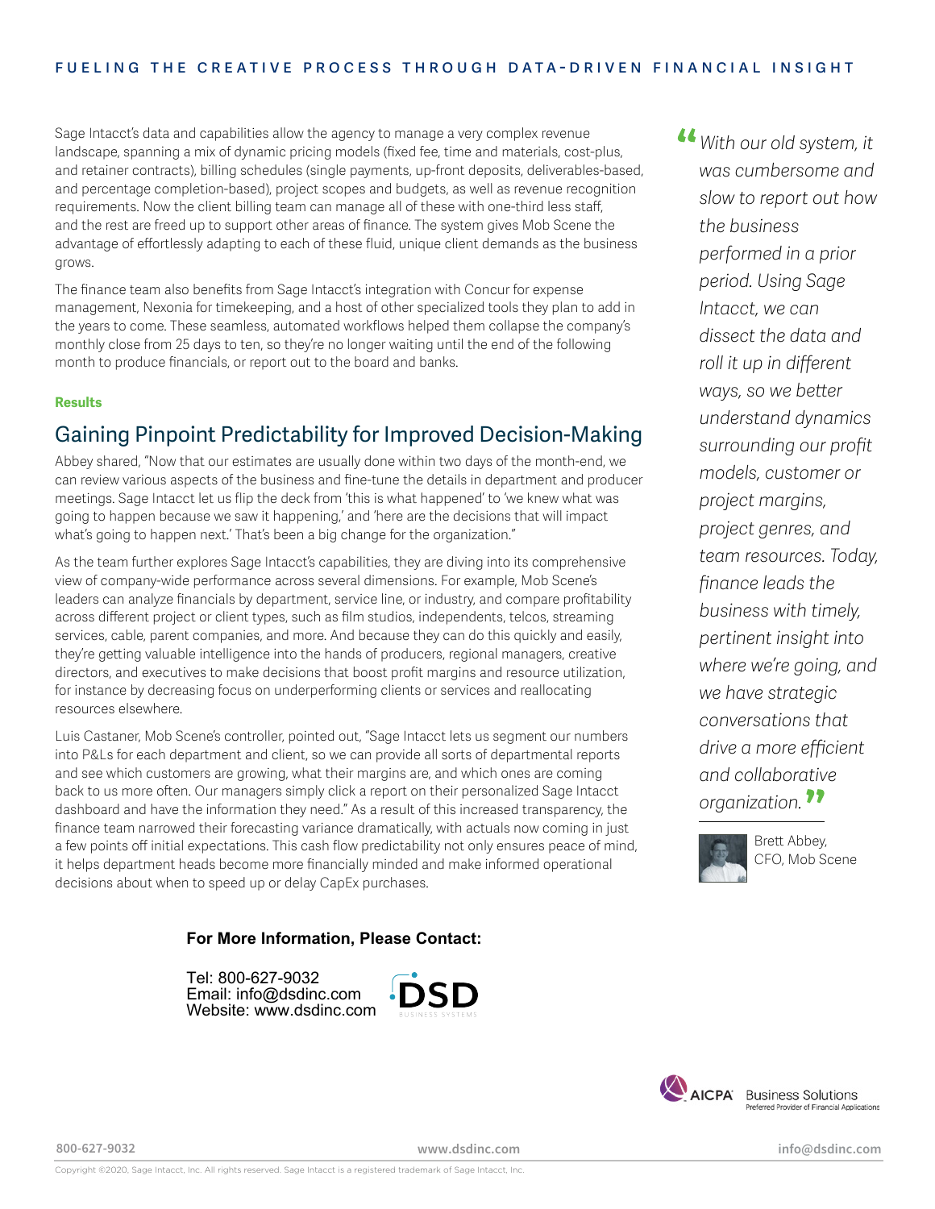Sage Intacct's data and capabilities allow the agency to manage a very complex revenue landscape, spanning a mix of dynamic pricing models (fixed fee, time and materials, cost-plus, and retainer contracts), billing schedules (single payments, up-front deposits, deliverables-based, and percentage completion-based), project scopes and budgets, as well as revenue recognition requirements. Now the client billing team can manage all of these with one-third less staff, and the rest are freed up to support other areas of finance. The system gives Mob Scene the advantage of effortlessly adapting to each of these fluid, unique client demands as the business grows.

The finance team also benefits from Sage Intacct's integration with Concur for expense management, Nexonia for timekeeping, and a host of other specialized tools they plan to add in the years to come. These seamless, automated workflows helped them collapse the company's monthly close from 25 days to ten, so they're no longer waiting until the end of the following month to produce financials, or report out to the board and banks.

**Results**

## Gaining Pinpoint Predictability for Improved Decision-Making

Abbey shared, "Now that our estimates are usually done within two days of the month-end, we can review various aspects of the business and fine-tune the details in department and producer meetings. Sage Intacct let us flip the deck from 'this is what happened' to 'we knew what was going to happen because we saw it happening,' and 'here are the decisions that will impact what's going to happen next.' That's been a big change for the organization."

As the team further explores Sage Intacct's capabilities, they are diving into its comprehensive view of company-wide performance across several dimensions. For example, Mob Scene's leaders can analyze financials by department, service line, or industry, and compare profitability across different project or client types, such as film studios, independents, telcos, streaming services, cable, parent companies, and more. And because they can do this quickly and easily, they're getting valuable intelligence into the hands of producers, regional managers, creative directors, and executives to make decisions that boost profit margins and resource utilization, for instance by decreasing focus on underperforming clients or services and reallocating resources elsewhere.

Luis Castaner, Mob Scene's controller, pointed out, "Sage Intacct lets us segment our numbers into P&Ls for each department and client, so we can provide all sorts of departmental reports and see which customers are growing, what their margins are, and which ones are coming back to us more often. Our managers simply click a report on their personalized Sage Intacct dashboard and have the information they need." As a result of this increased transparency, the finance team narrowed their forecasting variance dramatically, with actuals now coming in just a few points off initial expectations. This cash flow predictability not only ensures peace of mind, it helps department heads become more financially minded and make informed operational decisions about when to speed up or delay CapEx purchases.

> *"With our old system, it was cumbersome and slow to report out how the business performed in a prior period. Using Sage Intacct, we can dissect the data and roll it up in different ways, so we better understand dynamics surrounding our profit models, customer or project margins, project genres, and team resources. Today, finance leads the business with timely, pertinent insight into where we're going, and we have strategic conversations that drive a more efficient and collaborative organization."*
>
> Brett Abbey, CFO, Mob Scene

**For More Information, Please Contact:**

Tel: 800-627-9032
Email: info@dsdinc.com
Website: www.dsdinc.com

DSD BUSINESS SYSTEMS

AICPA Business Solutions
Preferred Provider of Financial Applications

Copyright ©2020, Sage Intacct, Inc. All rights reserved. Sage Intacct is a registered trademark of Sage Intacct, Inc.